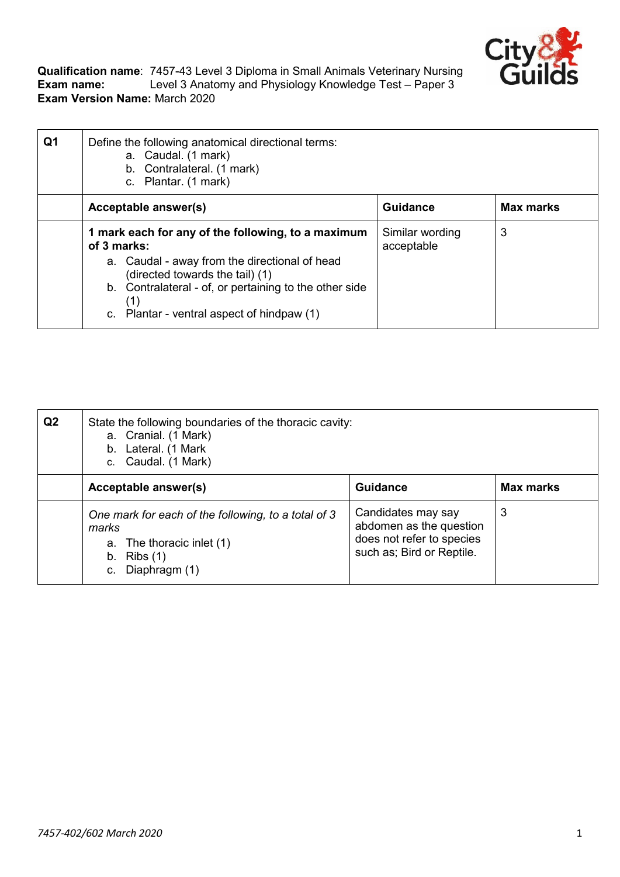**Qualification name**: 7457-43 Level 3 Diploma in Small Animals Veterinary Nursing
**Exam name:** Level 3 Anatomy and Physiology Knowledge Test – Paper 3
**Exam Version Name:** March 2020

| Q1 | Define the following anatomical directional terms:<br>a. Caudal. (1 mark)<br>b. Contralateral. (1 mark)<br>c. Plantar. (1 mark) | | |
|---|---|---|---|
| | **Acceptable answer(s)** | **Guidance** | **Max marks** |
| | **1 mark each for any of the following, to a maximum of 3 marks:**<br>a. Caudal - away from the directional of head (directed towards the tail) (1)<br>b. Contralateral - of, or pertaining to the other side (1)<br>c. Plantar - ventral aspect of hindpaw (1) | Similar wording acceptable | 3 |

| Q2 | State the following boundaries of the thoracic cavity:<br>a. Cranial. (1 Mark)<br>b. Lateral. (1 Mark<br>c. Caudal. (1 Mark) | | |
|---|---|---|---|
| | **Acceptable answer(s)** | **Guidance** | **Max marks** |
| | *One mark for each of the following, to a total of 3 marks*<br>a. The thoracic inlet (1)<br>b. Ribs (1)<br>c. Diaphragm (1) | Candidates may say abdomen as the question does not refer to species such as; Bird or Reptile. | 3 |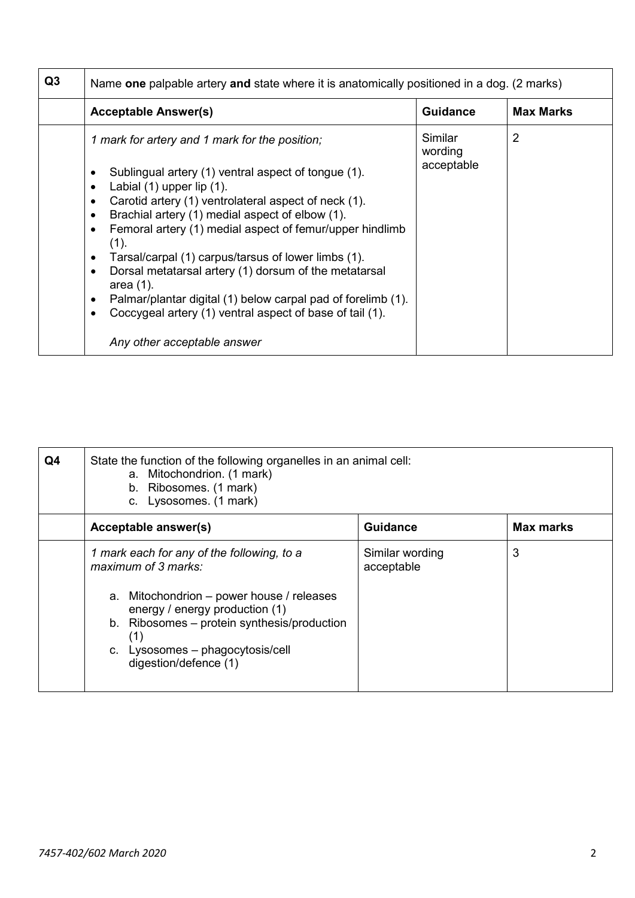| Q3 | Name **one** palpable artery **and** state where it is anatomically positioned in a dog. (2 marks) | | |
|---|---|---|---|
| | **Acceptable Answer(s)** | **Guidance** | **Max Marks** |
| | *1 mark for artery and 1 mark for the position;*<br><br>• Sublingual artery (1) ventral aspect of tongue (1).<br>• Labial (1) upper lip (1).<br>• Carotid artery (1) ventrolateral aspect of neck (1).<br>• Brachial artery (1) medial aspect of elbow (1).<br>• Femoral artery (1) medial aspect of femur/upper hindlimb (1).<br>• Tarsal/carpal (1) carpus/tarsus of lower limbs (1).<br>• Dorsal metatarsal artery (1) dorsum of the metatarsal area (1).<br>• Palmar/plantar digital (1) below carpal pad of forelimb (1).<br>• Coccygeal artery (1) ventral aspect of base of tail (1).<br><br>*Any other acceptable answer* | Similar wording acceptable | 2 |

| Q4 | State the function of the following organelles in an animal cell:<br>a. Mitochondrion. (1 mark)<br>b. Ribosomes. (1 mark)<br>c. Lysosomes. (1 mark) | | |
|---|---|---|---|
| | **Acceptable answer(s)** | **Guidance** | **Max marks** |
| | *1 mark each for any of the following, to a maximum of 3 marks:*<br><br>a. Mitochondrion – power house / releases energy / energy production (1)<br>b. Ribosomes – protein synthesis/production (1)<br>c. Lysosomes – phagocytosis/cell digestion/defence (1) | Similar wording acceptable | 3 |

*7457-402/602 March 2020*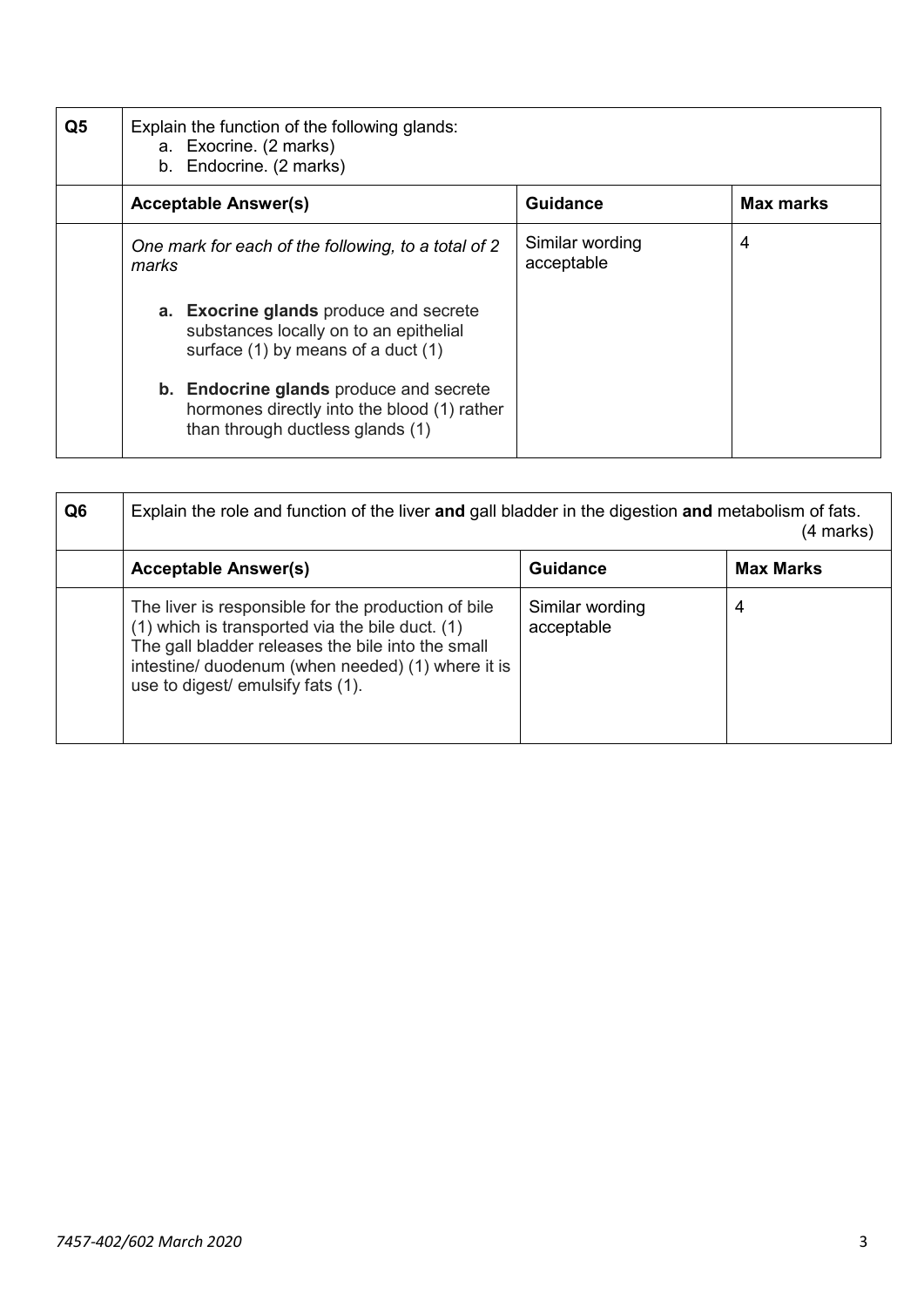| Q5 | Explain the function of the following glands:<br>a. Exocrine. (2 marks)<br>b. Endocrine. (2 marks) | | |
|---|---|---|---|
| | **Acceptable Answer(s)** | **Guidance** | **Max marks** |
| | *One mark for each of the following, to a total of 2 marks*<br><br>**a. Exocrine glands** produce and secrete substances locally on to an epithelial surface (1) by means of a duct (1)<br><br>**b. Endocrine glands** produce and secrete hormones directly into the blood (1) rather than through ductless glands (1) | Similar wording acceptable | 4 |

| Q6 | Explain the role and function of the liver **and** gall bladder in the digestion **and** metabolism of fats. (4 marks) | | |
|---|---|---|---|
| | **Acceptable Answer(s)** | **Guidance** | **Max Marks** |
| | The liver is responsible for the production of bile (1) which is transported via the bile duct. (1) The gall bladder releases the bile into the small intestine/ duodenum (when needed) (1) where it is use to digest/ emulsify fats (1). | Similar wording acceptable | 4 |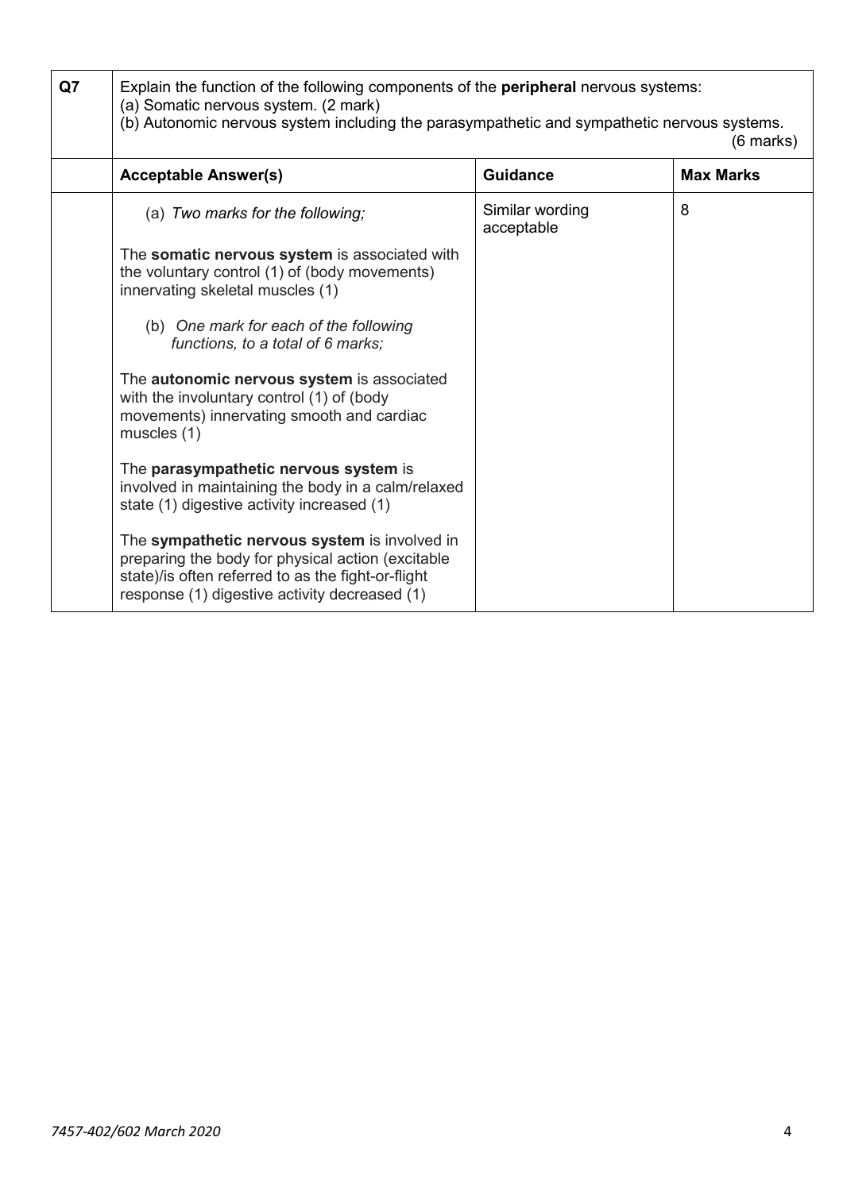| Q7 | Explain the function of the following components of the **peripheral** nervous systems:<br>(a) Somatic nervous system. (2 mark)<br>(b) Autonomic nervous system including the parasympathetic and sympathetic nervous systems. (6 marks) | | |
|---|---|---|---|
| | **Acceptable Answer(s)** | **Guidance** | **Max Marks** |
| | (a) *Two marks for the following;*<br><br>The **somatic nervous system** is associated with the voluntary control (1) of (body movements) innervating skeletal muscles (1)<br><br>(b) *One mark for each of the following functions, to a total of 6 marks;*<br><br>The **autonomic nervous system** is associated with the involuntary control (1) of (body movements) innervating smooth and cardiac muscles (1)<br><br>The **parasympathetic nervous system** is involved in maintaining the body in a calm/relaxed state (1) digestive activity increased (1)<br><br>The **sympathetic nervous system** is involved in preparing the body for physical action (excitable state)/is often referred to as the fight-or-flight response (1) digestive activity decreased (1) | Similar wording acceptable | 8 |

*7457-402/602 March 2020*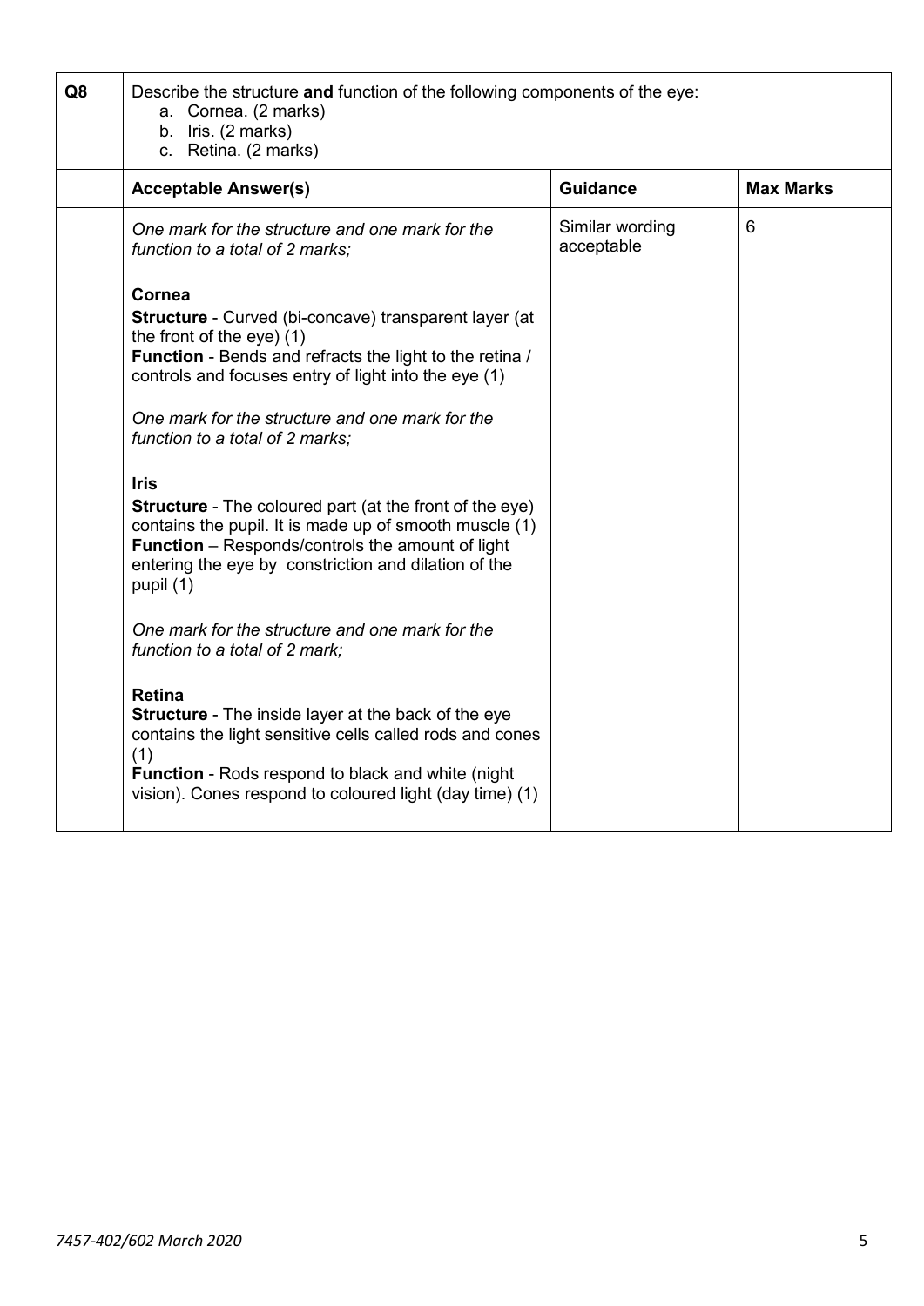| Q8 | Describe the structure **and** function of the following components of the eye:<br>a. Cornea. (2 marks)<br>b. Iris. (2 marks)<br>c. Retina. (2 marks) | | |
|---|---|---|---|
| | **Acceptable Answer(s)** | **Guidance** | **Max Marks** |
| | *One mark for the structure and one mark for the function to a total of 2 marks;*<br><br>**Cornea**<br>**Structure** - Curved (bi-concave) transparent layer (at the front of the eye) (1)<br>**Function** - Bends and refracts the light to the retina / controls and focuses entry of light into the eye (1)<br><br>*One mark for the structure and one mark for the function to a total of 2 marks;*<br><br>**Iris**<br>**Structure** - The coloured part (at the front of the eye) contains the pupil. It is made up of smooth muscle (1)<br>**Function** – Responds/controls the amount of light entering the eye by constriction and dilation of the pupil (1)<br><br>*One mark for the structure and one mark for the function to a total of 2 mark;*<br><br>**Retina**<br>**Structure** - The inside layer at the back of the eye contains the light sensitive cells called rods and cones (1)<br>**Function** - Rods respond to black and white (night vision). Cones respond to coloured light (day time) (1) | Similar wording acceptable | 6 |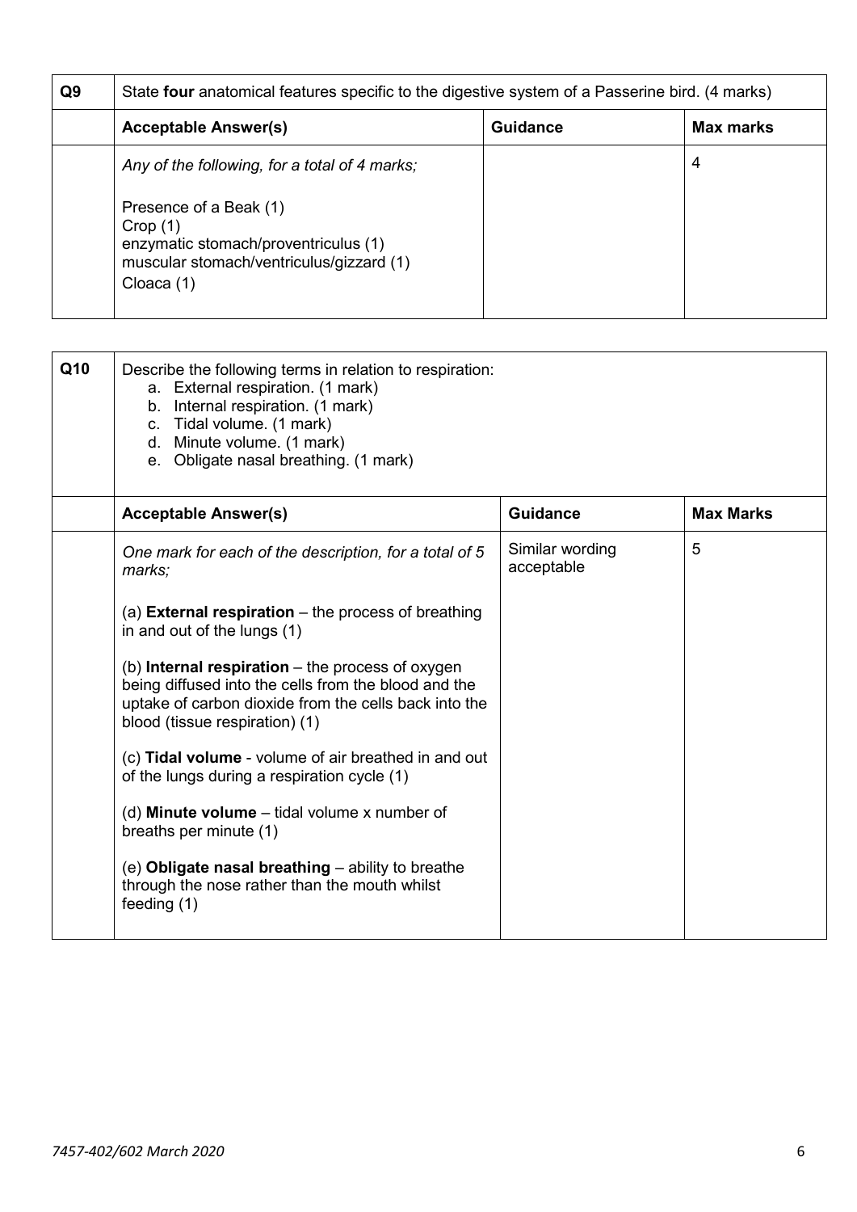| Q9 | State **four** anatomical features specific to the digestive system of a Passerine bird. (4 marks) | | |
|---|---|---|---|
| | **Acceptable Answer(s)** | **Guidance** | **Max marks** |
| | *Any of the following, for a total of 4 marks;*<br><br>Presence of a Beak (1)<br>Crop (1)<br>enzymatic stomach/proventriculus (1)<br>muscular stomach/ventriculus/gizzard (1)<br>Cloaca (1) | | 4 |

| Q10 | Describe the following terms in relation to respiration:<br>a. External respiration. (1 mark)<br>b. Internal respiration. (1 mark)<br>c. Tidal volume. (1 mark)<br>d. Minute volume. (1 mark)<br>e. Obligate nasal breathing. (1 mark) | | |
|---|---|---|---|
| | **Acceptable Answer(s)** | **Guidance** | **Max Marks** |
| | *One mark for each of the description, for a total of 5 marks;*<br><br>(a) **External respiration** – the process of breathing in and out of the lungs (1)<br><br>(b) **Internal respiration** – the process of oxygen being diffused into the cells from the blood and the uptake of carbon dioxide from the cells back into the blood (tissue respiration) (1)<br><br>(c) **Tidal volume** - volume of air breathed in and out of the lungs during a respiration cycle (1)<br><br>(d) **Minute volume** – tidal volume x number of breaths per minute (1)<br><br>(e) **Obligate nasal breathing** – ability to breathe through the nose rather than the mouth whilst feeding (1) | Similar wording acceptable | 5 |

*7457-402/602 March 2020*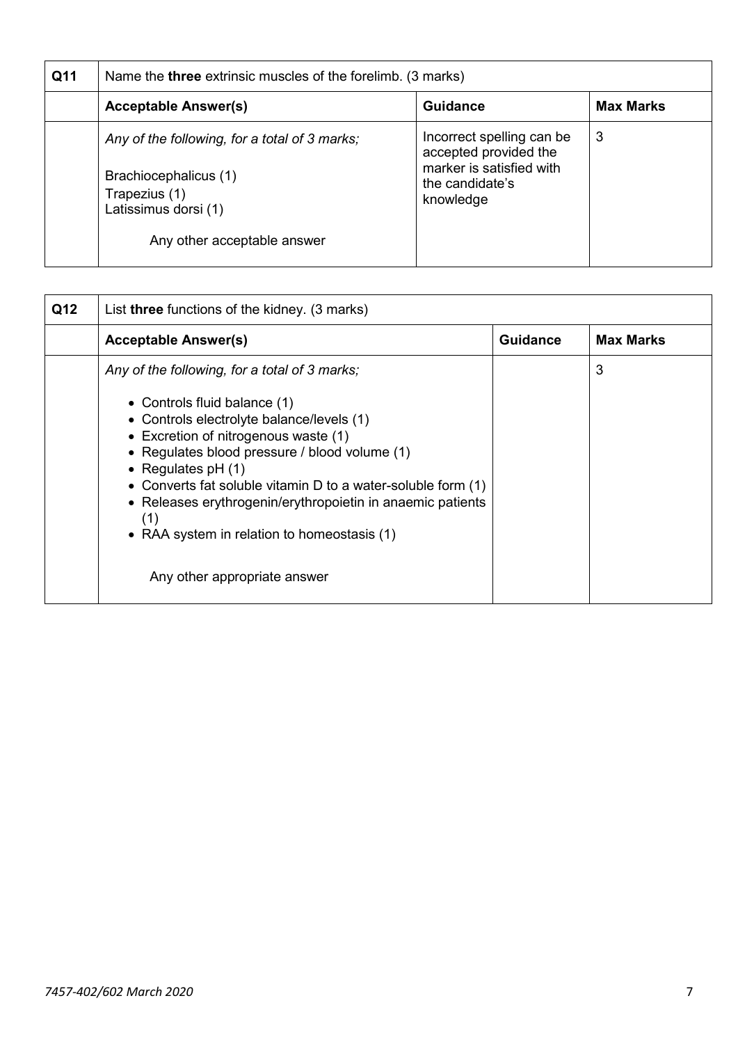| Q11 | Name the **three** extrinsic muscles of the forelimb. (3 marks) | | |
|---|---|---|---|
| | **Acceptable Answer(s)** | **Guidance** | **Max Marks** |
| | *Any of the following, for a total of 3 marks;*<br><br>Brachiocephalicus (1)<br>Trapezius (1)<br>Latissimus dorsi (1)<br><br>Any other acceptable answer | Incorrect spelling can be accepted provided the marker is satisfied with the candidate's knowledge | 3 |

| Q12 | List **three** functions of the kidney. (3 marks) | | |
|---|---|---|---|
| | **Acceptable Answer(s)** | **Guidance** | **Max Marks** |
| | *Any of the following, for a total of 3 marks;*<br><br>• Controls fluid balance (1)<br>• Controls electrolyte balance/levels (1)<br>• Excretion of nitrogenous waste (1)<br>• Regulates blood pressure / blood volume (1)<br>• Regulates pH (1)<br>• Converts fat soluble vitamin D to a water-soluble form (1)<br>• Releases erythrogenin/erythropoietin in anaemic patients (1)<br>• RAA system in relation to homeostasis (1)<br><br>Any other appropriate answer | | 3 |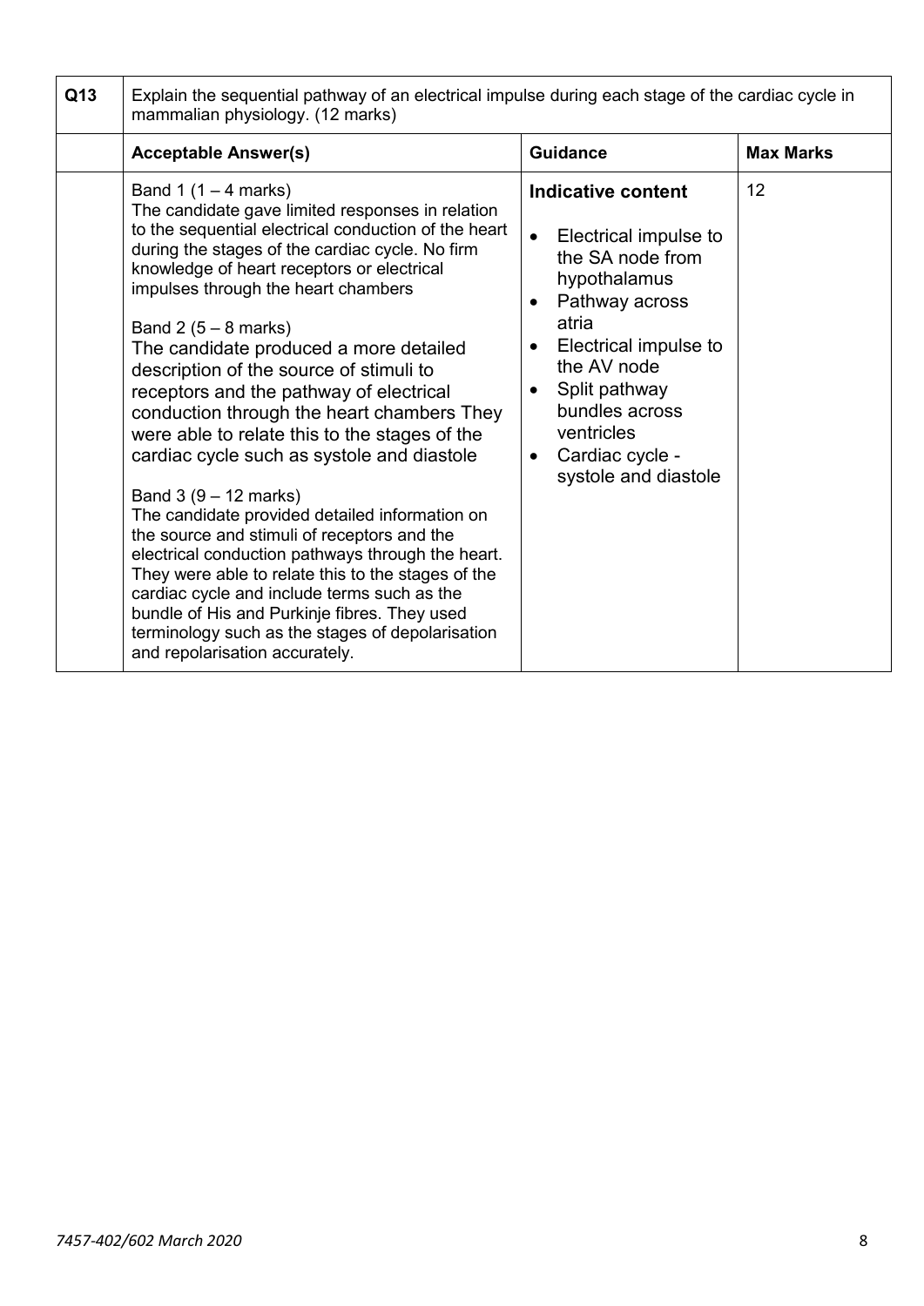| Q13 | Explain the sequential pathway of an electrical impulse during each stage of the cardiac cycle in mammalian physiology. (12 marks) | | |
|---|---|---|---|
| | **Acceptable Answer(s)** | **Guidance** | **Max Marks** |
| | Band 1 (1 – 4 marks)<br>The candidate gave limited responses in relation to the sequential electrical conduction of the heart during the stages of the cardiac cycle. No firm knowledge of heart receptors or electrical impulses through the heart chambers<br><br>Band 2 (5 – 8 marks)<br>The candidate produced a more detailed description of the source of stimuli to receptors and the pathway of electrical conduction through the heart chambers They were able to relate this to the stages of the cardiac cycle such as systole and diastole<br><br>Band 3 (9 – 12 marks)<br>The candidate provided detailed information on the source and stimuli of receptors and the electrical conduction pathways through the heart. They were able to relate this to the stages of the cardiac cycle and include terms such as the bundle of His and Purkinje fibres. They used terminology such as the stages of depolarisation and repolarisation accurately. | **Indicative content**<br><br>• Electrical impulse to the SA node from hypothalamus<br>• Pathway across atria<br>• Electrical impulse to the AV node<br>• Split pathway bundles across ventricles<br>• Cardiac cycle - systole and diastole | 12 |

*7457-402/602 March 2020*